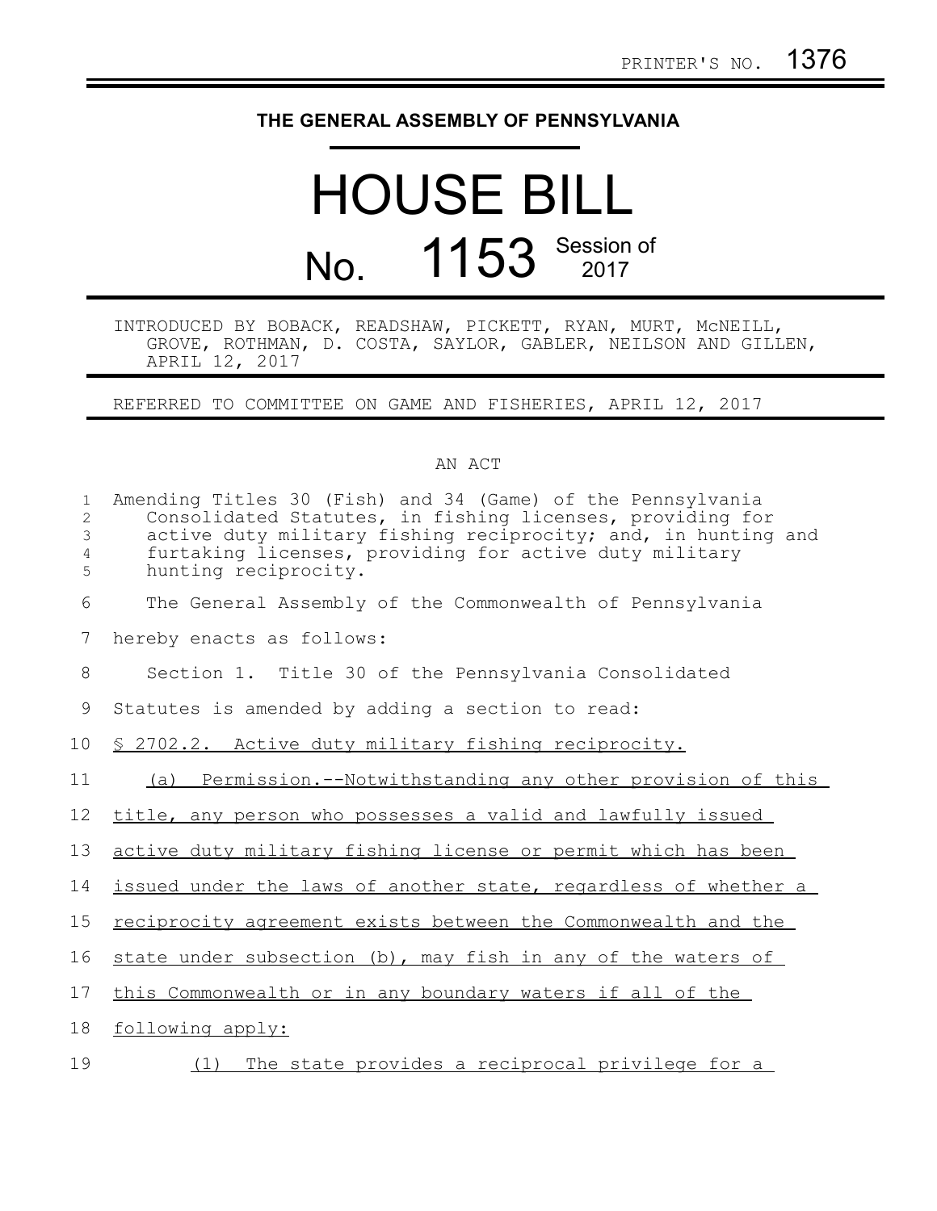PRINTER'S NO. 1376

# THE GENERAL ASSEMBLY OF PENNSYLVANIA

# HOUSE BILL

## No. 1153 Session of 2017

INTRODUCED BY BOBACK, READSHAW, PICKETT, RYAN, MURT, McNEILL, GROVE, ROTHMAN, D. COSTA, SAYLOR, GABLER, NEILSON AND GILLEN, APRIL 12, 2017

REFERRED TO COMMITTEE ON GAME AND FISHERIES, APRIL 12, 2017

AN ACT

Amending Titles 30 (Fish) and 34 (Game) of the Pennsylvania Consolidated Statutes, in fishing licenses, providing for active duty military fishing reciprocity; and, in hunting and furtaking licenses, providing for active duty military hunting reciprocity.

The General Assembly of the Commonwealth of Pennsylvania hereby enacts as follows:

Section 1. Title 30 of the Pennsylvania Consolidated Statutes is amended by adding a section to read:

§ 2702.2. Active duty military fishing reciprocity.

(a) Permission.--Notwithstanding any other provision of this title, any person who possesses a valid and lawfully issued active duty military fishing license or permit which has been issued under the laws of another state, regardless of whether a reciprocity agreement exists between the Commonwealth and the state under subsection (b), may fish in any of the waters of this Commonwealth or in any boundary waters if all of the following apply:

(1) The state provides a reciprocal privilege for a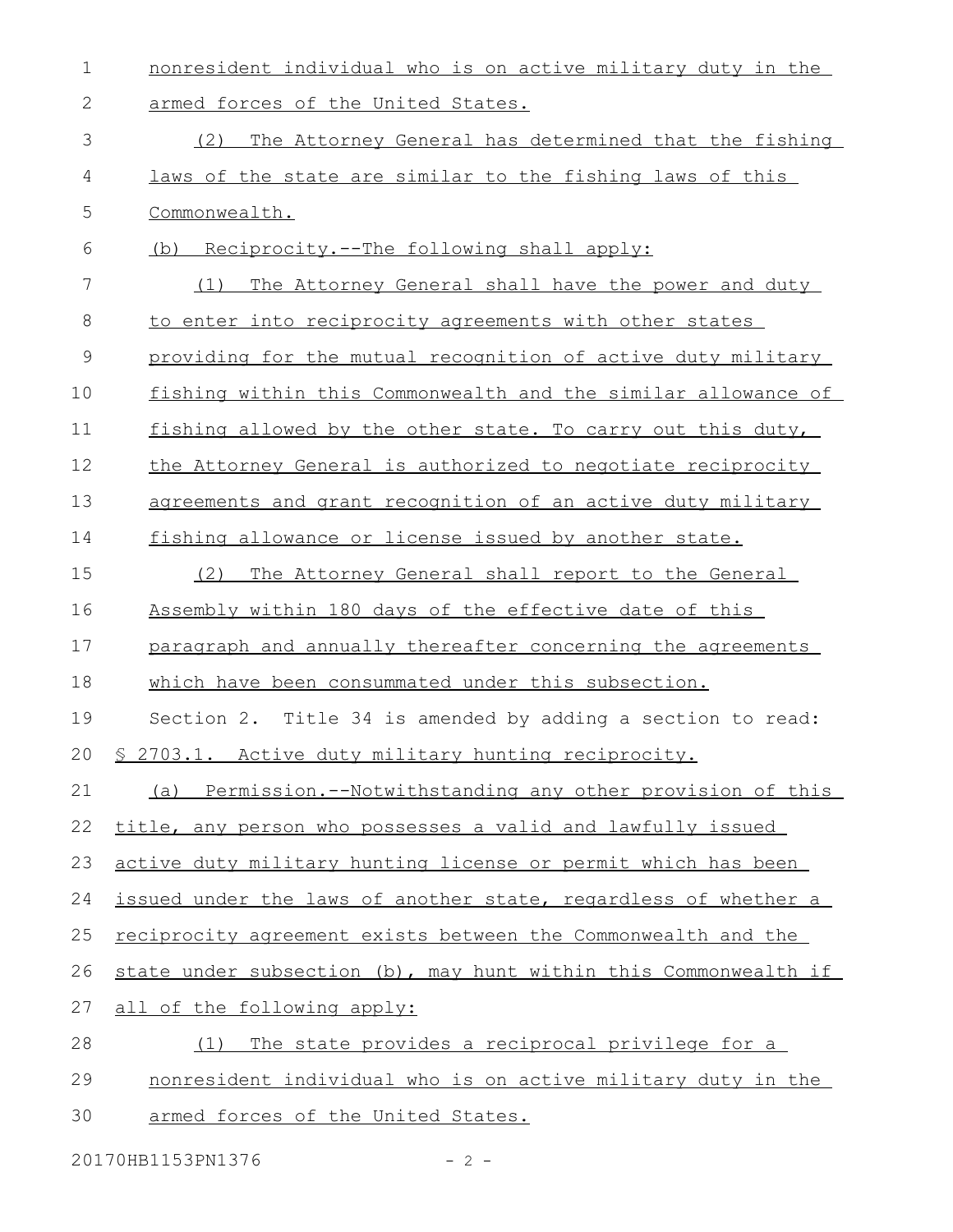nonresident individual who is on active military duty in the armed forces of the United States.

(2) The Attorney General has determined that the fishing laws of the state are similar to the fishing laws of this Commonwealth.

(b) Reciprocity.--The following shall apply:

(1) The Attorney General shall have the power and duty to enter into reciprocity agreements with other states providing for the mutual recognition of active duty military fishing within this Commonwealth and the similar allowance of fishing allowed by the other state. To carry out this duty, the Attorney General is authorized to negotiate reciprocity agreements and grant recognition of an active duty military fishing allowance or license issued by another state.

(2) The Attorney General shall report to the General Assembly within 180 days of the effective date of this paragraph and annually thereafter concerning the agreements which have been consummated under this subsection.

Section 2. Title 34 is amended by adding a section to read:

§ 2703.1. Active duty military hunting reciprocity.

(a) Permission.--Notwithstanding any other provision of this title, any person who possesses a valid and lawfully issued active duty military hunting license or permit which has been issued under the laws of another state, regardless of whether a reciprocity agreement exists between the Commonwealth and the state under subsection (b), may hunt within this Commonwealth if all of the following apply:

(1) The state provides a reciprocal privilege for a nonresident individual who is on active military duty in the armed forces of the United States.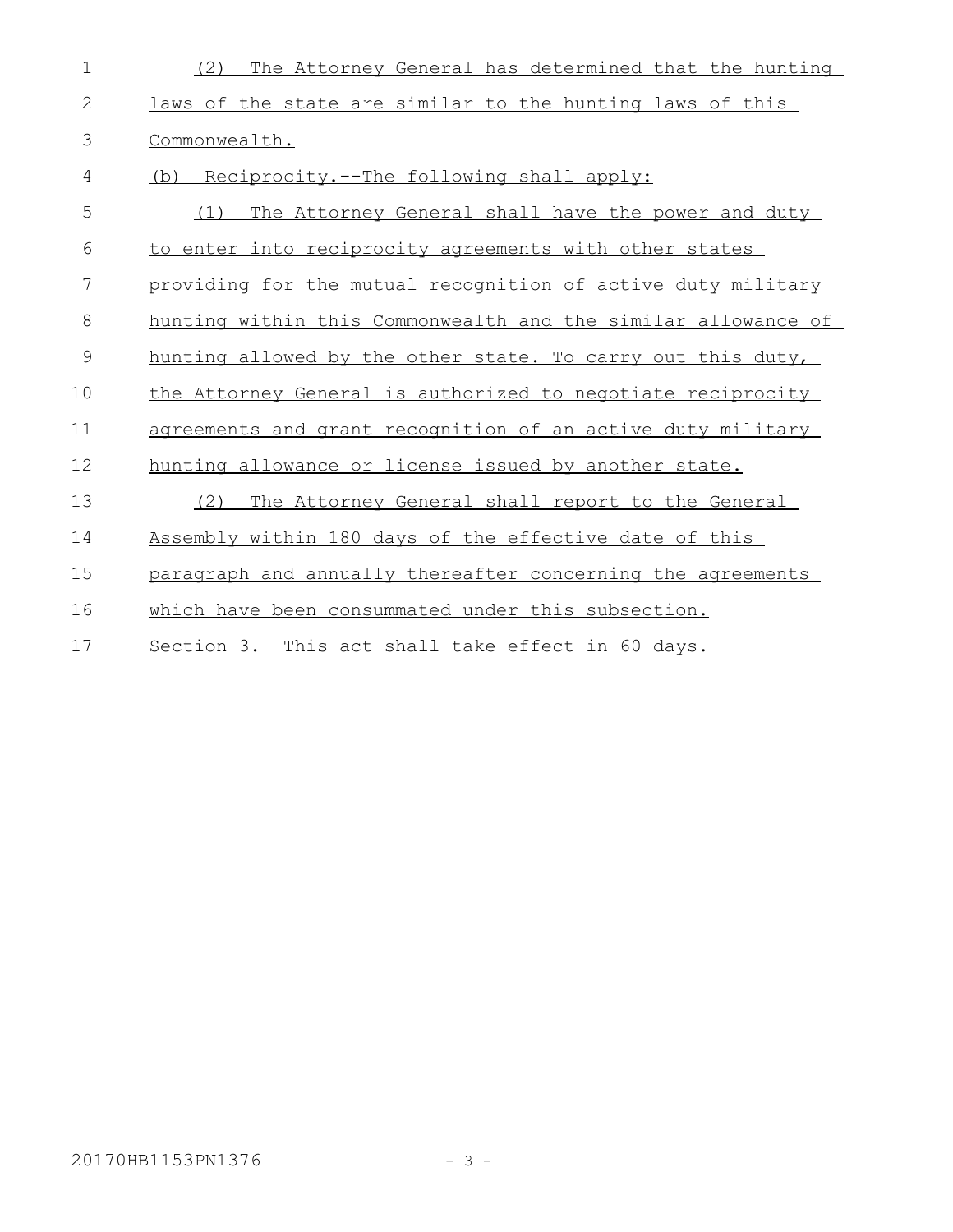(2) The Attorney General has determined that the hunting laws of the state are similar to the hunting laws of this Commonwealth.

(b) Reciprocity.--The following shall apply:

(1) The Attorney General shall have the power and duty to enter into reciprocity agreements with other states providing for the mutual recognition of active duty military hunting within this Commonwealth and the similar allowance of hunting allowed by the other state. To carry out this duty, the Attorney General is authorized to negotiate reciprocity agreements and grant recognition of an active duty military hunting allowance or license issued by another state.

(2) The Attorney General shall report to the General Assembly within 180 days of the effective date of this paragraph and annually thereafter concerning the agreements which have been consummated under this subsection.

Section 3. This act shall take effect in 60 days.